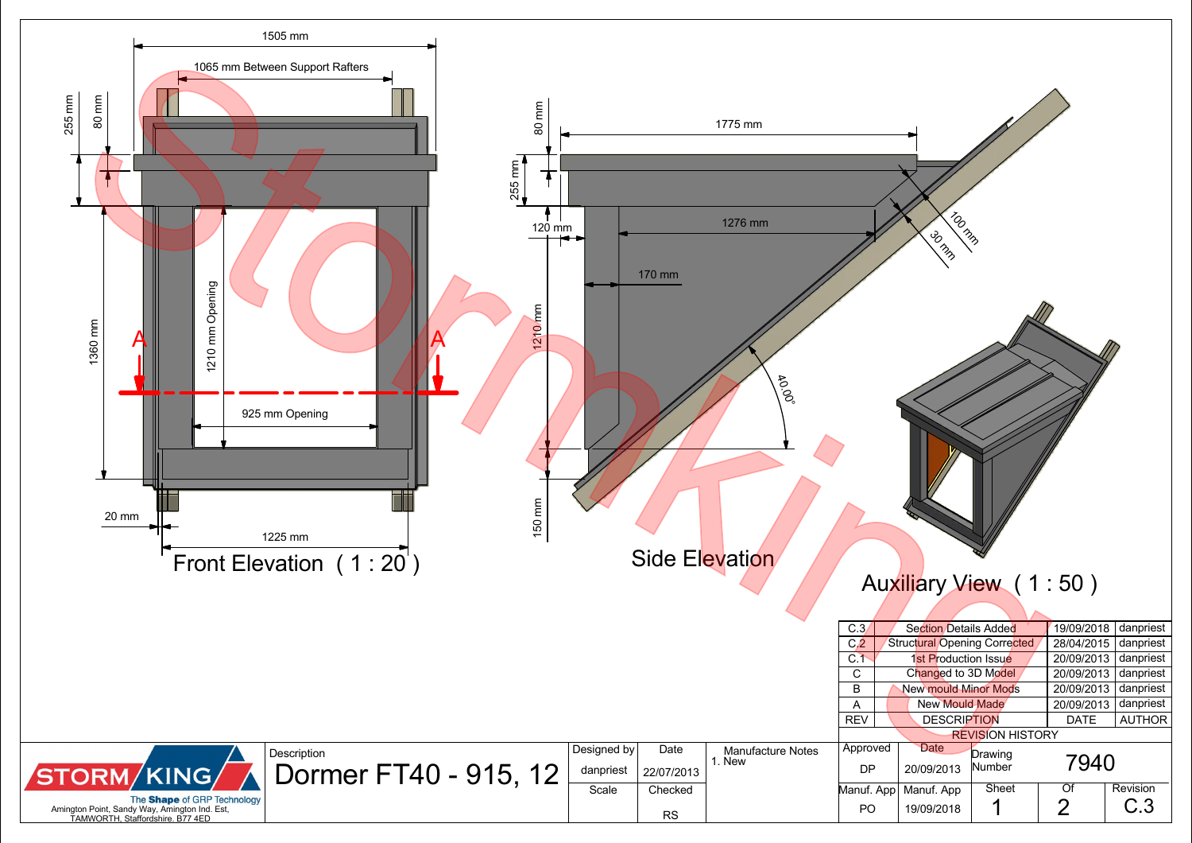1505 mm

1065 mm Between Support Rafters

255 mm

80 mm

1360 mm

1210 mm Opening

925 mm Opening

A

A

20 mm

1225 mm

Front Elevation ( 1 : 20 )

80 mm

255 mm

1775 mm

120 mm

1276 mm

170 mm

1210 mm

150 mm

100 mm

30 mm

40.00°

Side Elevation

Auxiliary View ( 1 : 50 )

| REV | DESCRIPTION | DATE | AUTHOR |
|---|---|---|---|
| C.3 | Section Details Added | 19/09/2018 | danpriest |
| C.2 | Structural Opening Corrected | 28/04/2015 | danpriest |
| C.1 | 1st Production Issue | 20/09/2013 | danpriest |
| C | Changed to 3D Model | 20/09/2013 | danpriest |
| B | New mould Minor Mods | 20/09/2013 | danpriest |
| A | New Mould Made | 20/09/2013 | danpriest |

REVISION HISTORY

STORM KING

The Shape of GRP Technology

Amington Point, Sandy Way, Amington Ind. Est, TAMWORTH, Staffordshire. B77 4ED

| Description | Designed by | Date | Manufacture Notes | Approved | Date | Drawing Number | | |
|---|---|---|---|---|---|---|---|---|
| Dormer FT40 - 915, 12 | danpriest | 22/07/2013 | 1. New | DP | 20/09/2013 | 7940 | | |
| | Scale | Checked | | Manuf. App | Manuf. App | Sheet | Of | Revision |
| | | RS | | PO | 19/09/2018 | 1 | 2 | C.3 |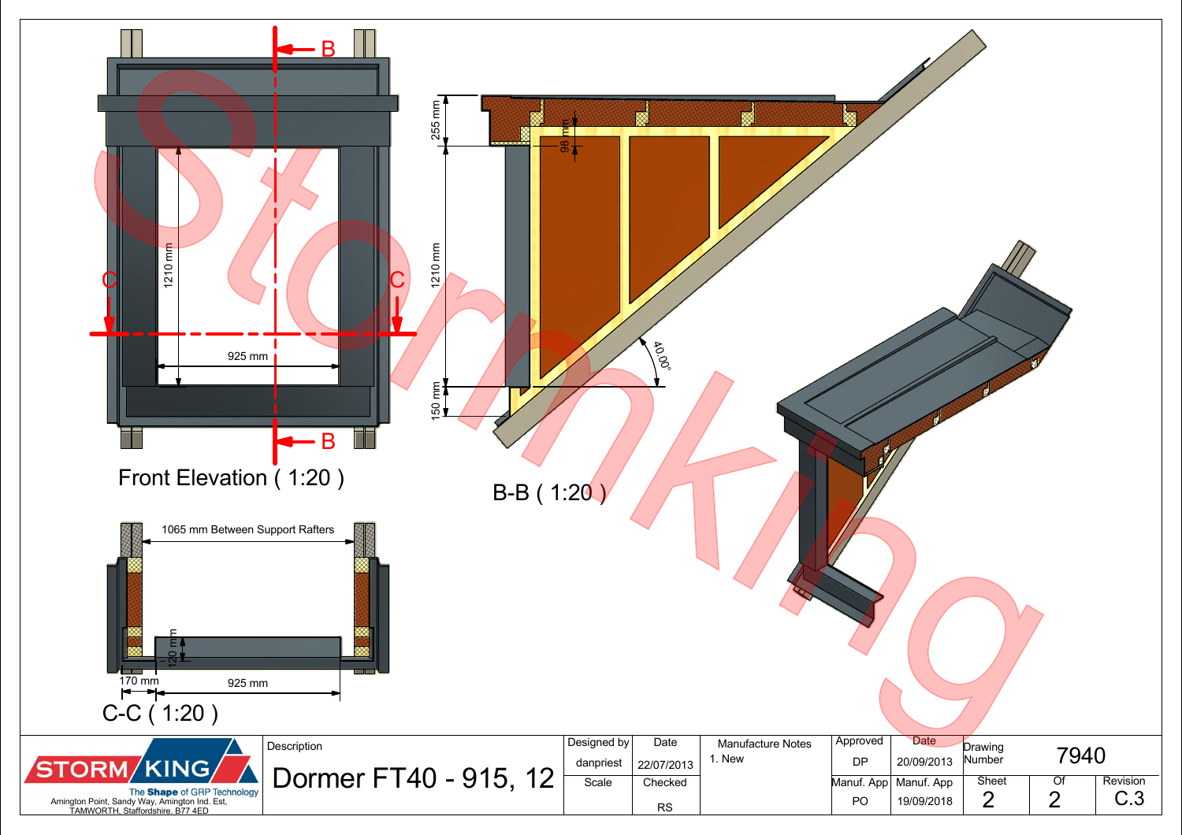B

B

C

C

1210 mm

925 mm

Front Elevation ( 1:20 )

255 mm

98 mm

1210 mm

150 mm

40.00°

B-B ( 1:20 )

1065 mm Between Support Rafters

120 mm

170 mm

925 mm

C-C ( 1:20 )

STORM KING
The Shape of GRP Technology
Amington Point, Sandy Way, Amington Ind. Est, TAMWORTH, Staffordshire. B77 4ED

| Description | Designed by | Date | Manufacture Notes | Approved | Date | Drawing Number | | |
|---|---|---|---|---|---|---|---|---|
| Dormer FT40 - 915, 12 | danpriest | 22/07/2013 | 1. New | DP | 20/09/2013 | 7940 | | |
| | Scale | Checked | | Manuf. App | Manuf. App | Sheet | Of | Revision |
| | | RS | | PO | 19/09/2018 | 2 | 2 | C.3 |